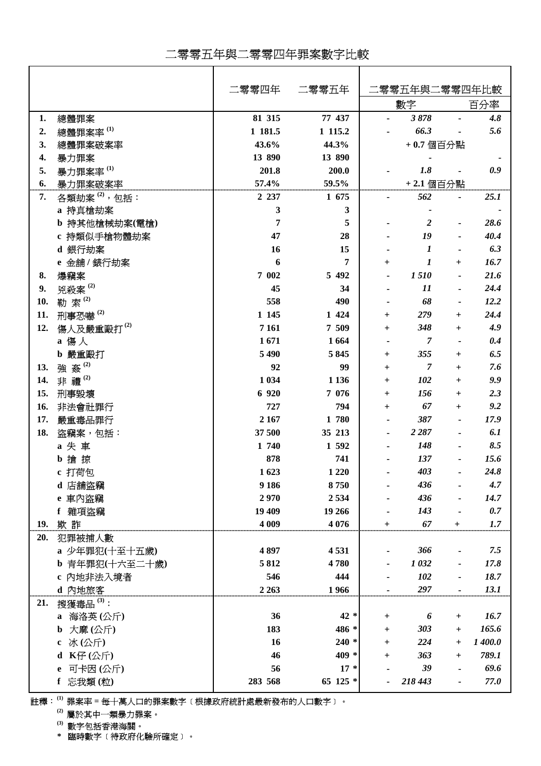# 二零零五年與二零零四年罪案數字比較

| | | 二零零四年 | 二零零五年 | 二零零五年與二零零四年比較 | | | |
|---|---|---|---|---|---|---|---|
| | | | | 數字 | | 百分率 | |
| **1.** | 總體罪案 | **81 315** | **77 437** | - | ***3 878*** | - | ***4.8*** |
| **2.** | 總體罪案率 [(1)] | **1 181.5** | **1 115.2** | - | ***66.3*** | - | ***5.6*** |
| **3.** | 總體罪案破案率 | **43.6%** | **44.3%** | **+ 0.7 個百分點** | | | |
| **4.** | 暴力罪案 | **13 890** | **13 890** | | - | | - |
| **5.** | 暴力罪案率 [(1)] | **201.8** | **200.0** | - | ***1.8*** | - | ***0.9*** |
| **6.** | 暴力罪案破案率 | **57.4%** | **59.5%** | **+ 2.1 個百分點** | | | |
| **7.** | 各類劫案 [(2)]，包括： | **2 237** | **1 675** | - | ***562*** | - | ***25.1*** |
| | **a** 持真槍劫案 | **3** | **3** | | - | | - |
| | **b** 持其他槍械劫案(電槍) | **7** | **5** | - | ***2*** | - | ***28.6*** |
| | **c** 持類似手槍物體劫案 | **47** | **28** | - | ***19*** | - | ***40.4*** |
| | **d** 銀行劫案 | **16** | **15** | - | ***1*** | - | ***6.3*** |
| | **e** 金舖 / 錶行劫案 | **6** | **7** | + | ***1*** | + | ***16.7*** |
| **8.** | 爆竊案 | **7 002** | **5 492** | - | ***1 510*** | - | ***21.6*** |
| **9.** | 兇殺案 [(2)] | **45** | **34** | - | ***11*** | - | ***24.4*** |
| **10.** | 勒 索 [(2)] | **558** | **490** | - | ***68*** | - | ***12.2*** |
| **11.** | 刑事恐嚇 [(2)] | **1 145** | **1 424** | + | ***279*** | + | ***24.4*** |
| **12.** | 傷人及嚴重毆打 [(2)] | **7 161** | **7 509** | + | ***348*** | + | ***4.9*** |
| | **a** 傷 人 | **1 671** | **1 664** | - | ***7*** | - | ***0.4*** |
| | **b** 嚴重毆打 | **5 490** | **5 845** | + | ***355*** | + | ***6.5*** |
| **13.** | 強 姦 [(2)] | **92** | **99** | + | ***7*** | + | ***7.6*** |
| **14.** | 非 禮 [(2)] | **1 034** | **1 136** | + | ***102*** | + | ***9.9*** |
| **15.** | 刑事毀壞 | **6 920** | **7 076** | + | ***156*** | + | ***2.3*** |
| **16.** | 非法會社罪行 | **727** | **794** | + | ***67*** | + | ***9.2*** |
| **17.** | 嚴重毒品罪行 | **2 167** | **1 780** | - | ***387*** | - | ***17.9*** |
| **18.** | 盜竊案，包括： | **37 500** | **35 213** | - | ***2 287*** | - | ***6.1*** |
| | **a** 失 車 | **1 740** | **1 592** | - | ***148*** | - | ***8.5*** |
| | **b** 搶 掠 | **878** | **741** | - | ***137*** | - | ***15.6*** |
| | **c** 打荷包 | **1 623** | **1 220** | - | ***403*** | - | ***24.8*** |
| | **d** 店舖盜竊 | **9 186** | **8 750** | - | ***436*** | - | ***4.7*** |
| | **e** 車內盜竊 | **2 970** | **2 534** | - | ***436*** | - | ***14.7*** |
| | **f** 雜項盜竊 | **19 409** | **19 266** | - | ***143*** | - | ***0.7*** |
| **19.** | 欺 詐 | **4 009** | **4 076** | + | ***67*** | + | ***1.7*** |
| **20.** | 犯罪被捕人數 | | | | | | |
| | **a** 少年罪犯(十至十五歲) | **4 897** | **4 531** | - | ***366*** | - | ***7.5*** |
| | **b** 青年罪犯(十六至二十歲) | **5 812** | **4 780** | - | ***1 032*** | - | ***17.8*** |
| | **c** 內地非法入境者 | **546** | **444** | - | ***102*** | - | ***18.7*** |
| | **d** 內地旅客 | **2 263** | **1 966** | - | ***297*** | - | ***13.1*** |
| **21.** | 搜獲毒品 [(3)]： | | | | | | |
| | **a** 海洛英 (公斤) | **36** | **42 *** | + | ***6*** | + | ***16.7*** |
| | **b** 大麻 (公斤) | **183** | **486 *** | + | ***303*** | + | ***165.6*** |
| | **c** 冰 (公斤) | **16** | **240 *** | + | ***224*** | + | ***1 400.0*** |
| | **d** K仔 (公斤) | **46** | **409 *** | + | ***363*** | + | ***789.1*** |
| | **e** 可卡因 (公斤) | **56** | **17 *** | - | ***39*** | - | ***69.6*** |
| | **f** 忘我類 (粒) | **283 568** | **65 125 *** | - | ***218 443*** | - | ***77.0*** |

註釋：[(1)] 罪案率 = 每十萬人口的罪案數字〔根據政府統計處最新發布的人口數字〕。

[(2)] 屬於其中一類暴力罪案。

[(3)] 數字包括香港海關。

\* 臨時數字〔待政府化驗所確定〕。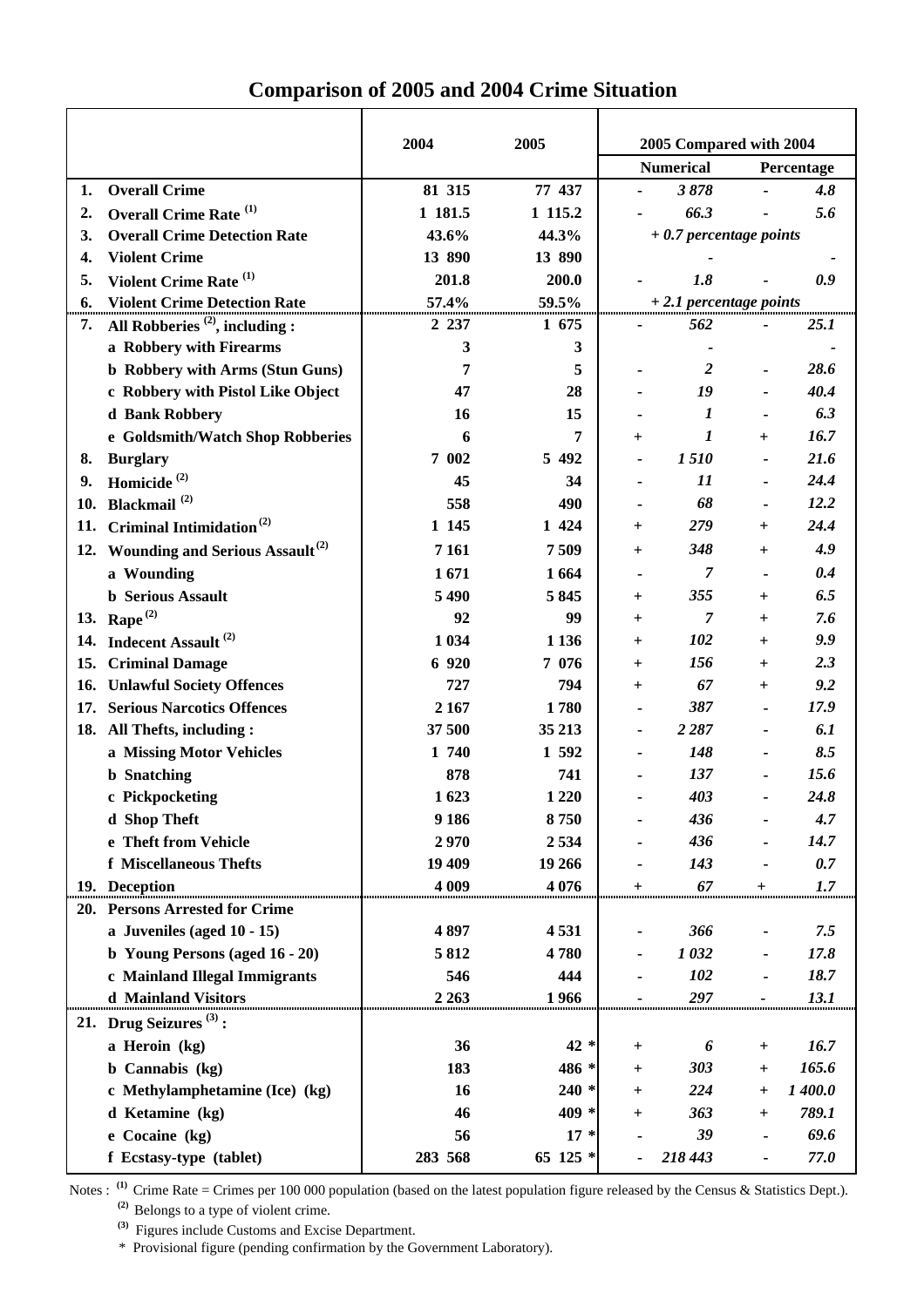# Comparison of 2005 and 2004 Crime Situation

| | | 2004 | 2005 | 2005 Compared with 2004 | | | |
|---|---|---|---|---|---|---|---|
| | | | | Numerical | | Percentage | |
| 1. | **Overall Crime** | 81 315 | 77 437 | - | *3 878* | - | *4.8* |
| 2. | **Overall Crime Rate [(1)]** | 1 181.5 | 1 115.2 | - | *66.3* | - | *5.6* |
| 3. | **Overall Crime Detection Rate** | 43.6% | 44.3% | *+ 0.7 percentage points* | | | |
| 4. | **Violent Crime** | 13 890 | 13 890 | | - | | - |
| 5. | **Violent Crime Rate [(1)]** | 201.8 | 200.0 | - | *1.8* | - | *0.9* |
| 6. | **Violent Crime Detection Rate** | 57.4% | 59.5% | *+ 2.1 percentage points* | | | |
| 7. | **All Robberies [(2)], including :** | 2 237 | 1 675 | - | *562* | - | *25.1* |
| | **a Robbery with Firearms** | 3 | 3 | | - | | - |
| | **b Robbery with Arms (Stun Guns)** | 7 | 5 | - | *2* | - | *28.6* |
| | **c Robbery with Pistol Like Object** | 47 | 28 | - | *19* | - | *40.4* |
| | **d Bank Robbery** | 16 | 15 | - | *1* | - | *6.3* |
| | **e Goldsmith/Watch Shop Robberies** | 6 | 7 | + | *1* | + | *16.7* |
| 8. | **Burglary** | 7 002 | 5 492 | - | *1 510* | - | *21.6* |
| 9. | **Homicide [(2)]** | 45 | 34 | - | *11* | - | *24.4* |
| 10. | **Blackmail [(2)]** | 558 | 490 | - | *68* | - | *12.2* |
| 11. | **Criminal Intimidation [(2)]** | 1 145 | 1 424 | + | *279* | + | *24.4* |
| 12. | **Wounding and Serious Assault [(2)]** | 7 161 | 7 509 | + | *348* | + | *4.9* |
| | **a Wounding** | 1 671 | 1 664 | - | *7* | - | *0.4* |
| | **b Serious Assault** | 5 490 | 5 845 | + | *355* | + | *6.5* |
| 13. | **Rape [(2)]** | 92 | 99 | + | *7* | + | *7.6* |
| 14. | **Indecent Assault [(2)]** | 1 034 | 1 136 | + | *102* | + | *9.9* |
| 15. | **Criminal Damage** | 6 920 | 7 076 | + | *156* | + | *2.3* |
| 16. | **Unlawful Society Offences** | 727 | 794 | + | *67* | + | *9.2* |
| 17. | **Serious Narcotics Offences** | 2 167 | 1 780 | - | *387* | - | *17.9* |
| 18. | **All Thefts, including :** | 37 500 | 35 213 | - | *2 287* | - | *6.1* |
| | **a Missing Motor Vehicles** | 1 740 | 1 592 | - | *148* | - | *8.5* |
| | **b Snatching** | 878 | 741 | - | *137* | - | *15.6* |
| | **c Pickpocketing** | 1 623 | 1 220 | - | *403* | - | *24.8* |
| | **d Shop Theft** | 9 186 | 8 750 | - | *436* | - | *4.7* |
| | **e Theft from Vehicle** | 2 970 | 2 534 | - | *436* | - | *14.7* |
| | **f Miscellaneous Thefts** | 19 409 | 19 266 | - | *143* | - | *0.7* |
| 19. | **Deception** | 4 009 | 4 076 | + | *67* | + | *1.7* |
| 20. | **Persons Arrested for Crime** | | | | | | |
| | **a Juveniles (aged 10 - 15)** | 4 897 | 4 531 | - | *366* | - | *7.5* |
| | **b Young Persons (aged 16 - 20)** | 5 812 | 4 780 | - | *1 032* | - | *17.8* |
| | **c Mainland Illegal Immigrants** | 546 | 444 | - | *102* | - | *18.7* |
| | **d Mainland Visitors** | 2 263 | 1 966 | - | *297* | - | *13.1* |
| 21. | **Drug Seizures [(3)] :** | | | | | | |
| | **a Heroin (kg)** | 36 | 42 * | + | *6* | + | *16.7* |
| | **b Cannabis (kg)** | 183 | 486 * | + | *303* | + | *165.6* |
| | **c Methylamphetamine (Ice) (kg)** | 16 | 240 * | + | *224* | + | *1 400.0* |
| | **d Ketamine (kg)** | 46 | 409 * | + | *363* | + | *789.1* |
| | **e Cocaine (kg)** | 56 | 17 * | - | *39* | - | *69.6* |
| | **f Ecstasy-type (tablet)** | 283 568 | 65 125 * | - | *218 443* | - | *77.0* |

Notes : [(1)] Crime Rate = Crimes per 100 000 population (based on the latest population figure released by the Census & Statistics Dept.).

[(2)] Belongs to a type of violent crime.

[(3)] Figures include Customs and Excise Department.

\* Provisional figure (pending confirmation by the Government Laboratory).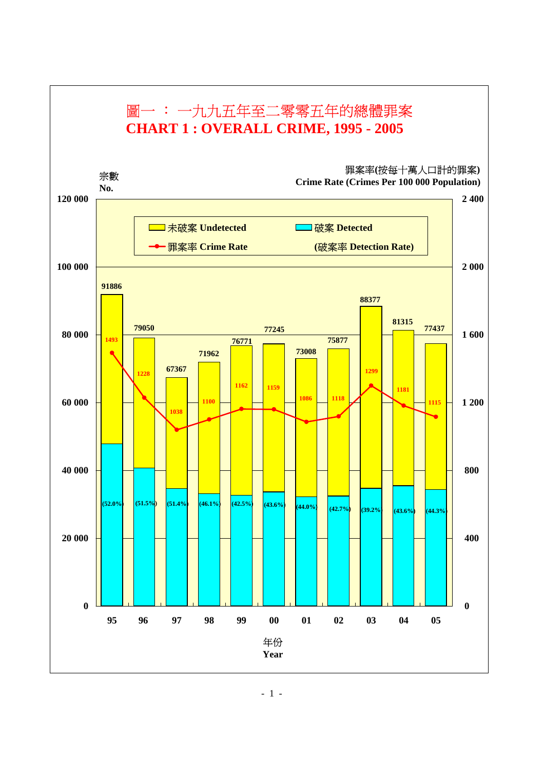# 圖一 ： 一九九五年至二零零五年的總體罪案

# CHART 1 : OVERALL CRIME, 1995 - 2005

宗數
No.

罪案率(按每十萬人口計的罪案)
Crime Rate (Crimes Per 100 000 Population)

未破案 Undetected　　破案 Detected (破案率 Detection Rate)　　罪案率 Crime Rate

| 年份 Year | 總體罪案 Overall Crime | 破案率 Detection Rate | 罪案率 Crime Rate |
|---|---|---|---|
| 95 | 91886 | (52.0%) | 1493 |
| 96 | 79050 | (51.5%) | 1228 |
| 97 | 67367 | (51.4%) | 1038 |
| 98 | 71962 | (46.1%) | 1100 |
| 99 | 76771 | (42.5%) | 1162 |
| 00 | 77245 | (43.6%) | 1159 |
| 01 | 73008 | (44.0%) | 1086 |
| 02 | 75877 | (42.7%) | 1118 |
| 03 | 88377 | (39.2%) | 1299 |
| 04 | 81315 | (43.6%) | 1181 |
| 05 | 77437 | (44.3%) | 1115 |

年份
Year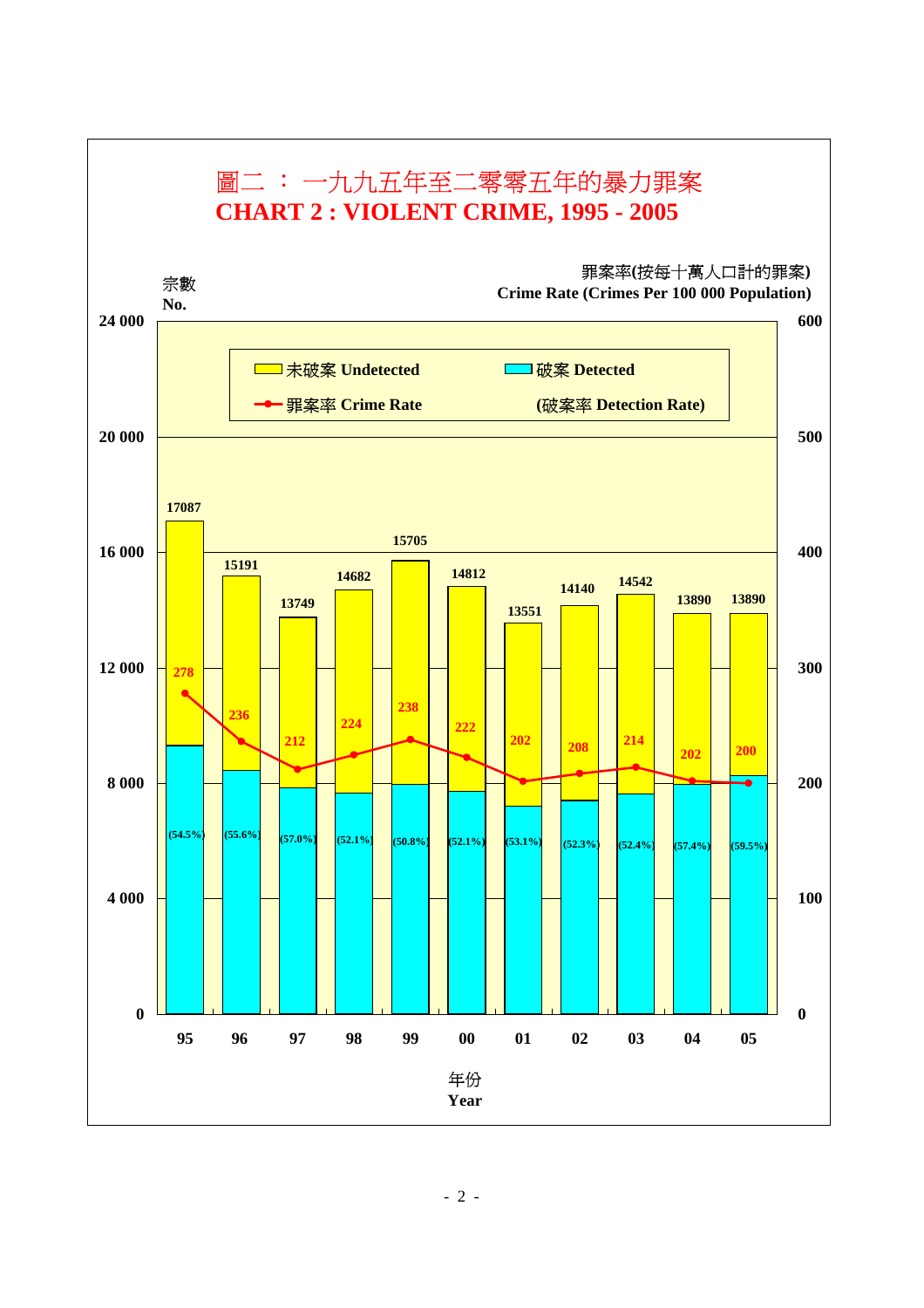# 圖二 ： 一九九五年至二零零五年的暴力罪案
# CHART 2 : VIOLENT CRIME, 1995 - 2005

宗數 No.

罪案率(按每十萬人口計的罪案) Crime Rate (Crimes Per 100 000 Population)

未破案 Undetected | 破案 Detected | 罪案率 Crime Rate | (破案率 Detection Rate)

| 年份 Year | 宗數 No. | 罪案率 Crime Rate | (破案率 Detection Rate) |
|---|---|---|---|
| 95 | 17087 | 278 | (54.5%) |
| 96 | 15191 | 236 | (55.6%) |
| 97 | 13749 | 212 | (57.0%) |
| 98 | 14682 | 224 | (52.1%) |
| 99 | 15705 | 238 | (50.8%) |
| 00 | 14812 | 222 | (52.1%) |
| 01 | 13551 | 202 | (53.1%) |
| 02 | 14140 | 208 | (52.3%) |
| 03 | 14542 | 214 | (52.4%) |
| 04 | 13890 | 202 | (57.4%) |
| 05 | 13890 | 200 | (59.5%) |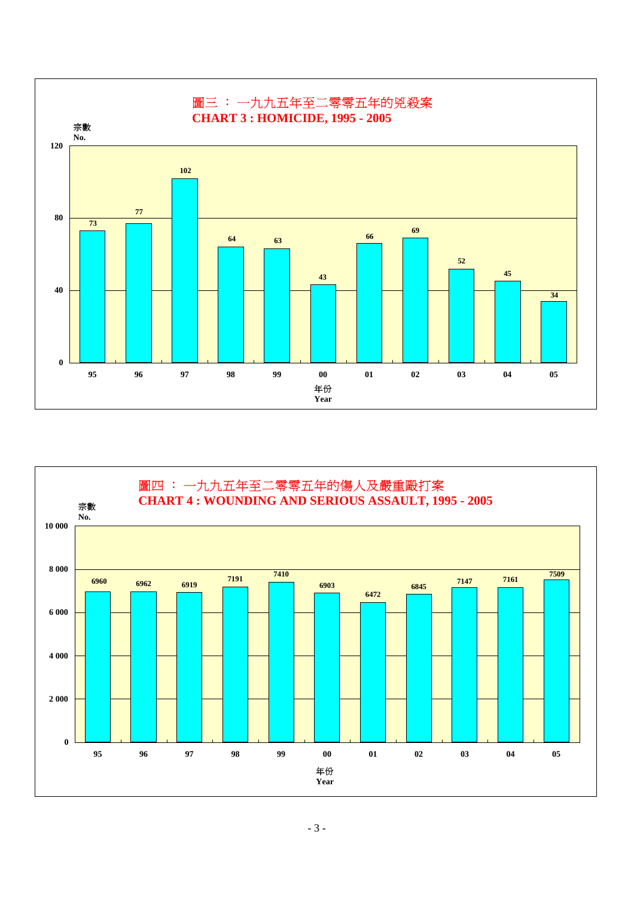## 圖三 ： 一九九五年至二零零五年的兇殺案

## CHART 3 : HOMICIDE, 1995 - 2005

| 年份 Year | 95 | 96 | 97 | 98 | 99 | 00 | 01 | 02 | 03 | 04 | 05 |
|---|---|---|---|---|---|---|---|---|---|---|---|
| 宗數 No. | 73 | 77 | 102 | 64 | 63 | 43 | 66 | 69 | 52 | 45 | 34 |

## 圖四 ： 一九九五年至二零零五年的傷人及嚴重毆打案

## CHART 4 : WOUNDING AND SERIOUS ASSAULT, 1995 - 2005

| 年份 Year | 95 | 96 | 97 | 98 | 99 | 00 | 01 | 02 | 03 | 04 | 05 |
|---|---|---|---|---|---|---|---|---|---|---|---|
| 宗數 No. | 6960 | 6962 | 6919 | 7191 | 7410 | 6903 | 6472 | 6845 | 7147 | 7161 | 7509 |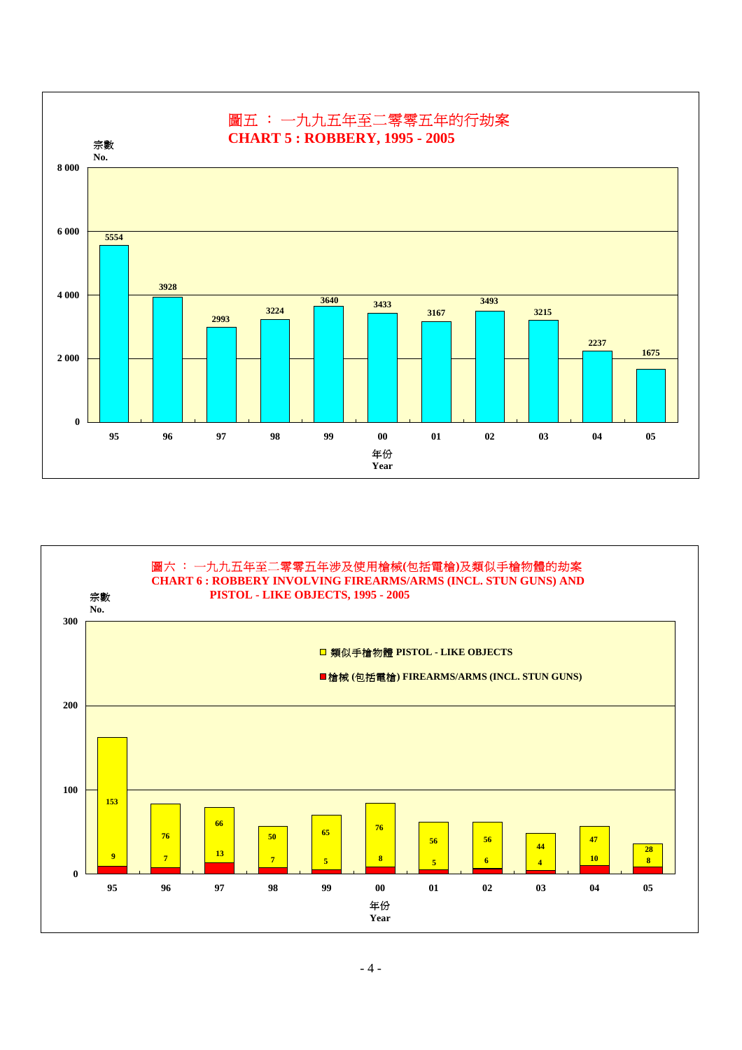## 圖五 ： 一九九五年至二零零五年的行劫案
## CHART 5 : ROBBERY, 1995 - 2005

| 年份 Year | 宗數 No. |
|---|---|
| 95 | 5554 |
| 96 | 3928 |
| 97 | 2993 |
| 98 | 3224 |
| 99 | 3640 |
| 00 | 3433 |
| 01 | 3167 |
| 02 | 3493 |
| 03 | 3215 |
| 04 | 2237 |
| 05 | 1675 |

## 圖六 ： 一九九五年至二零零五年涉及使用槍械(包括電槍)及類似手槍物體的劫案
## CHART 6 : ROBBERY INVOLVING FIREARMS/ARMS (INCL. STUN GUNS) AND PISTOL - LIKE OBJECTS, 1995 - 2005

| 年份 Year | 類似手槍物體 PISTOL - LIKE OBJECTS | 槍械 (包括電槍) FIREARMS/ARMS (INCL. STUN GUNS) |
|---|---|---|
| 95 | 153 | 9 |
| 96 | 76 | 7 |
| 97 | 66 | 13 |
| 98 | 50 | 7 |
| 99 | 65 | 5 |
| 00 | 76 | 8 |
| 01 | 56 | 5 |
| 02 | 56 | 6 |
| 03 | 44 | 4 |
| 04 | 47 | 10 |
| 05 | 28 | 8 |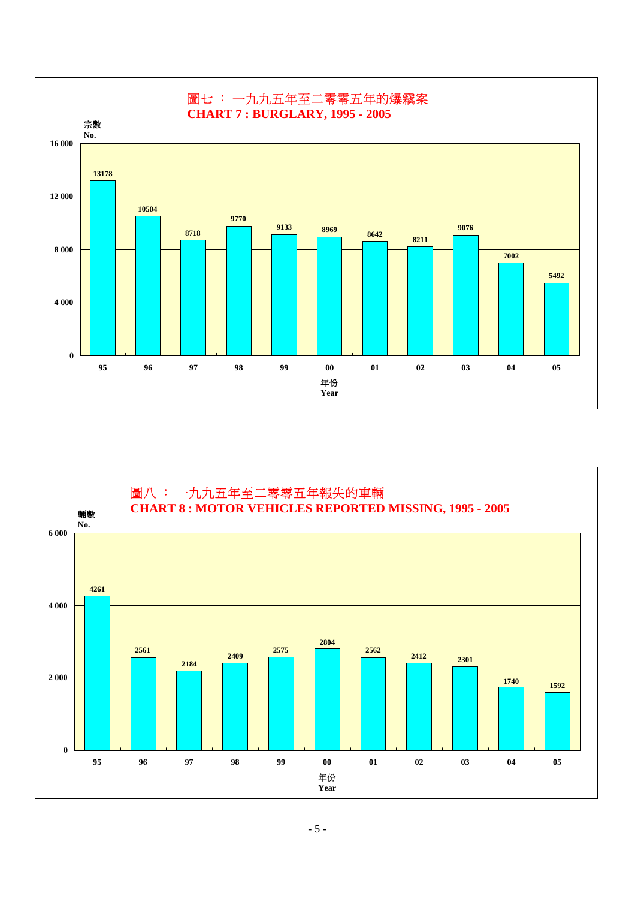圖七 ： 一九九五年至二零零五年的爆竊案
CHART 7 : BURGLARY, 1995 - 2005

宗數
No.

16 000
12 000
8 000
4 000
0

13178
10504
8718
9770
9133
8969
8642
8211
9076
7002
5492

95 96 97 98 99 00 01 02 03 04 05

年份
Year

圖八 ： 一九九五年至二零零五年報失的車輛
CHART 8 : MOTOR VEHICLES REPORTED MISSING, 1995 - 2005

輛數
No.

6 000
4 000
2 000
0

4261
2561
2184
2409
2575
2804
2562
2412
2301
1740
1592

95 96 97 98 99 00 01 02 03 04 05

年份
Year